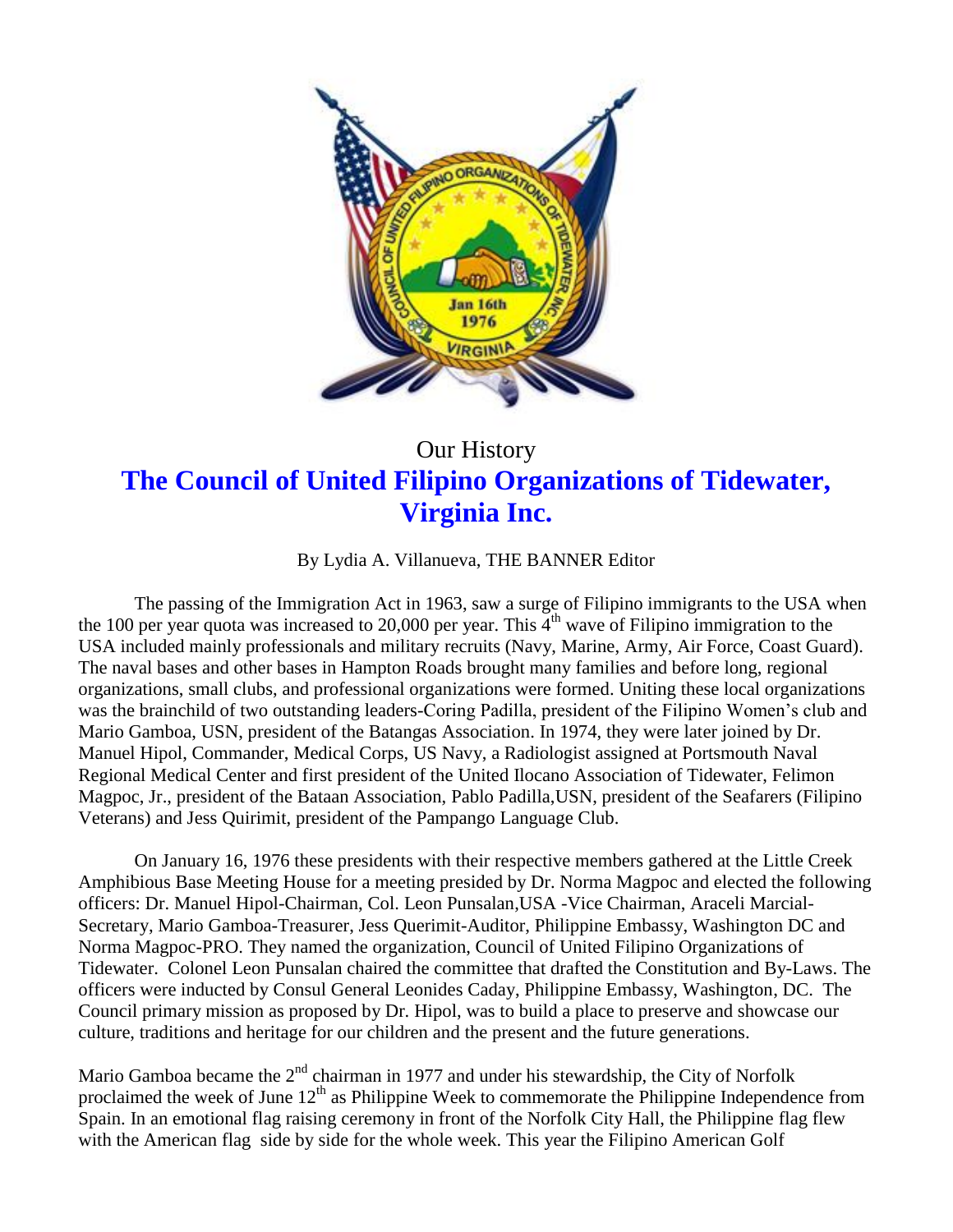Our History

# The Council of United Filipino Organizations of Tidewater, Virginia Inc.

By Lydia A. Villanueva, THE BANNER Editor

The passing of the Immigration Act in 1963, saw a surge of Filipino immigrants to the USA when the 100 per year quota was increased to 20,000 per year. This 4th wave of Filipino immigration to the USA included mainly professionals and military recruits (Navy, Marine, Army, Air Force, Coast Guard). The naval bases and other bases in Hampton Roads brought many families and before long, regional organizations, small clubs, and professional organizations were formed. Uniting these local organizations was the brainchild of two outstanding leaders-Coring Padilla, president of the Filipino Women's club and Mario Gamboa, USN, president of the Batangas Association. In 1974, they were later joined by Dr. Manuel Hipol, Commander, Medical Corps, US Navy, a Radiologist assigned at Portsmouth Naval Regional Medical Center and first president of the United Ilocano Association of Tidewater, Felimon Magpoc, Jr., president of the Bataan Association, Pablo Padilla,USN, president of the Seafarers (Filipino Veterans) and Jess Quirimit, president of the Pampango Language Club.

On January 16, 1976 these presidents with their respective members gathered at the Little Creek Amphibious Base Meeting House for a meeting presided by Dr. Norma Magpoc and elected the following officers: Dr. Manuel Hipol-Chairman, Col. Leon Punsalan,USA -Vice Chairman, Araceli Marcial-Secretary, Mario Gamboa-Treasurer, Jess Querimit-Auditor, Philippine Embassy, Washington DC and Norma Magpoc-PRO. They named the organization, Council of United Filipino Organizations of Tidewater. Colonel Leon Punsalan chaired the committee that drafted the Constitution and By-Laws. The officers were inducted by Consul General Leonides Caday, Philippine Embassy, Washington, DC. The Council primary mission as proposed by Dr. Hipol, was to build a place to preserve and showcase our culture, traditions and heritage for our children and the present and the future generations.

Mario Gamboa became the 2nd chairman in 1977 and under his stewardship, the City of Norfolk proclaimed the week of June 12th as Philippine Week to commemorate the Philippine Independence from Spain. In an emotional flag raising ceremony in front of the Norfolk City Hall, the Philippine flag flew with the American flag side by side for the whole week. This year the Filipino American Golf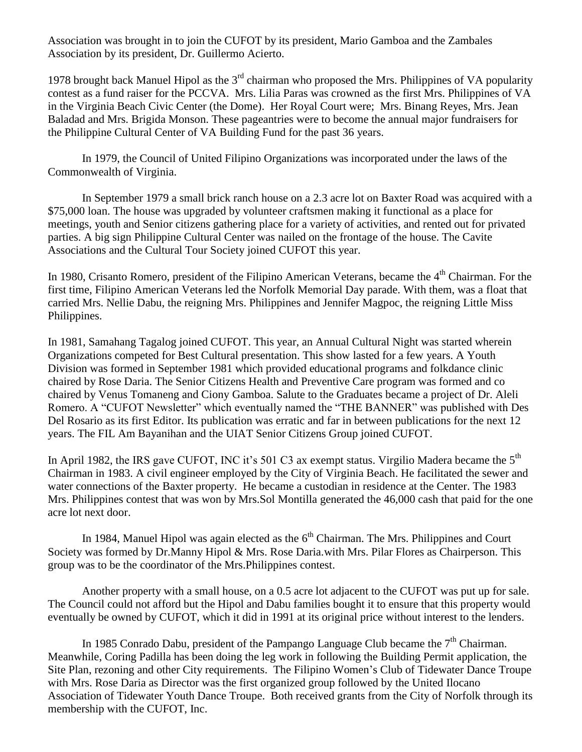Association was brought in to join the CUFOT by its president, Mario Gamboa and the Zambales Association by its president, Dr. Guillermo Acierto.

1978 brought back Manuel Hipol as the 3rd chairman who proposed the Mrs. Philippines of VA popularity contest as a fund raiser for the PCCVA. Mrs. Lilia Paras was crowned as the first Mrs. Philippines of VA in the Virginia Beach Civic Center (the Dome). Her Royal Court were; Mrs. Binang Reyes, Mrs. Jean Baladad and Mrs. Brigida Monson. These pageantries were to become the annual major fundraisers for the Philippine Cultural Center of VA Building Fund for the past 36 years.

In 1979, the Council of United Filipino Organizations was incorporated under the laws of the Commonwealth of Virginia.

In September 1979 a small brick ranch house on a 2.3 acre lot on Baxter Road was acquired with a \$75,000 loan. The house was upgraded by volunteer craftsmen making it functional as a place for meetings, youth and Senior citizens gathering place for a variety of activities, and rented out for privated parties. A big sign Philippine Cultural Center was nailed on the frontage of the house. The Cavite Associations and the Cultural Tour Society joined CUFOT this year.

In 1980, Crisanto Romero, president of the Filipino American Veterans, became the 4th Chairman. For the first time, Filipino American Veterans led the Norfolk Memorial Day parade. With them, was a float that carried Mrs. Nellie Dabu, the reigning Mrs. Philippines and Jennifer Magpoc, the reigning Little Miss Philippines.

In 1981, Samahang Tagalog joined CUFOT. This year, an Annual Cultural Night was started wherein Organizations competed for Best Cultural presentation. This show lasted for a few years. A Youth Division was formed in September 1981 which provided educational programs and folkdance clinic chaired by Rose Daria. The Senior Citizens Health and Preventive Care program was formed and co chaired by Venus Tomaneng and Ciony Gamboa. Salute to the Graduates became a project of Dr. Aleli Romero. A "CUFOT Newsletter" which eventually named the "THE BANNER" was published with Des Del Rosario as its first Editor. Its publication was erratic and far in between publications for the next 12 years. The FIL Am Bayanihan and the UIAT Senior Citizens Group joined CUFOT.

In April 1982, the IRS gave CUFOT, INC it's 501 C3 ax exempt status. Virgilio Madera became the 5th Chairman in 1983. A civil engineer employed by the City of Virginia Beach. He facilitated the sewer and water connections of the Baxter property. He became a custodian in residence at the Center. The 1983 Mrs. Philippines contest that was won by Mrs.Sol Montilla generated the 46,000 cash that paid for the one acre lot next door.

In 1984, Manuel Hipol was again elected as the 6th Chairman. The Mrs. Philippines and Court Society was formed by Dr.Manny Hipol & Mrs. Rose Daria.with Mrs. Pilar Flores as Chairperson. This group was to be the coordinator of the Mrs.Philippines contest.

Another property with a small house, on a 0.5 acre lot adjacent to the CUFOT was put up for sale. The Council could not afford but the Hipol and Dabu families bought it to ensure that this property would eventually be owned by CUFOT, which it did in 1991 at its original price without interest to the lenders.

In 1985 Conrado Dabu, president of the Pampango Language Club became the 7th Chairman. Meanwhile, Coring Padilla has been doing the leg work in following the Building Permit application, the Site Plan, rezoning and other City requirements. The Filipino Women's Club of Tidewater Dance Troupe with Mrs. Rose Daria as Director was the first organized group followed by the United Ilocano Association of Tidewater Youth Dance Troupe. Both received grants from the City of Norfolk through its membership with the CUFOT, Inc.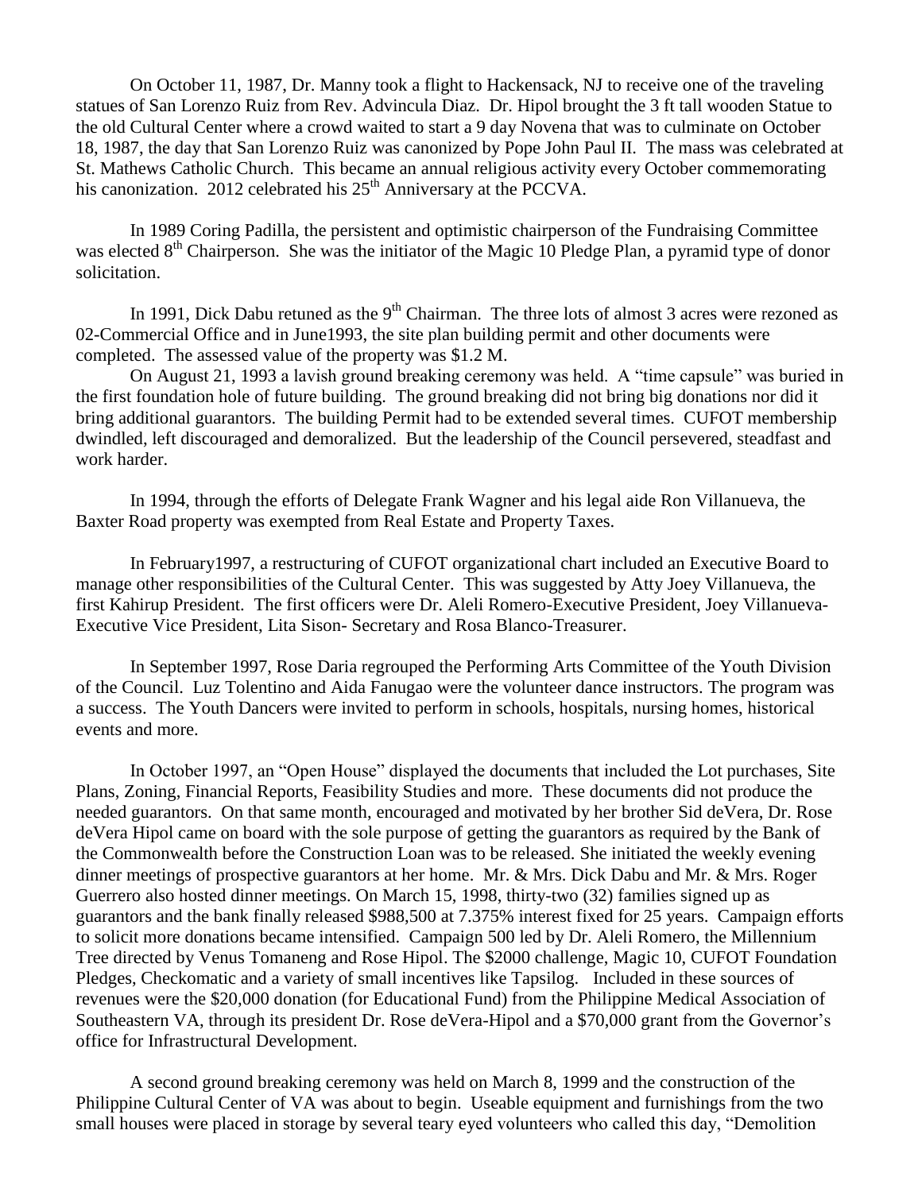On October 11, 1987, Dr. Manny took a flight to Hackensack, NJ to receive one of the traveling statues of San Lorenzo Ruiz from Rev. Advincula Diaz. Dr. Hipol brought the 3 ft tall wooden Statue to the old Cultural Center where a crowd waited to start a 9 day Novena that was to culminate on October 18, 1987, the day that San Lorenzo Ruiz was canonized by Pope John Paul II. The mass was celebrated at St. Mathews Catholic Church. This became an annual religious activity every October commemorating his canonization. 2012 celebrated his 25th Anniversary at the PCCVA.

In 1989 Coring Padilla, the persistent and optimistic chairperson of the Fundraising Committee was elected 8th Chairperson. She was the initiator of the Magic 10 Pledge Plan, a pyramid type of donor solicitation.

In 1991, Dick Dabu retuned as the 9th Chairman. The three lots of almost 3 acres were rezoned as 02-Commercial Office and in June1993, the site plan building permit and other documents were completed. The assessed value of the property was $1.2 M.

On August 21, 1993 a lavish ground breaking ceremony was held. A "time capsule" was buried in the first foundation hole of future building. The ground breaking did not bring big donations nor did it bring additional guarantors. The building Permit had to be extended several times. CUFOT membership dwindled, left discouraged and demoralized. But the leadership of the Council persevered, steadfast and work harder.

In 1994, through the efforts of Delegate Frank Wagner and his legal aide Ron Villanueva, the Baxter Road property was exempted from Real Estate and Property Taxes.

In February1997, a restructuring of CUFOT organizational chart included an Executive Board to manage other responsibilities of the Cultural Center. This was suggested by Atty Joey Villanueva, the first Kahirup President. The first officers were Dr. Aleli Romero-Executive President, Joey Villanueva-Executive Vice President, Lita Sison- Secretary and Rosa Blanco-Treasurer.

In September 1997, Rose Daria regrouped the Performing Arts Committee of the Youth Division of the Council. Luz Tolentino and Aida Fanugao were the volunteer dance instructors. The program was a success. The Youth Dancers were invited to perform in schools, hospitals, nursing homes, historical events and more.

In October 1997, an "Open House" displayed the documents that included the Lot purchases, Site Plans, Zoning, Financial Reports, Feasibility Studies and more. These documents did not produce the needed guarantors. On that same month, encouraged and motivated by her brother Sid deVera, Dr. Rose deVera Hipol came on board with the sole purpose of getting the guarantors as required by the Bank of the Commonwealth before the Construction Loan was to be released. She initiated the weekly evening dinner meetings of prospective guarantors at her home. Mr. & Mrs. Dick Dabu and Mr. & Mrs. Roger Guerrero also hosted dinner meetings. On March 15, 1998, thirty-two (32) families signed up as guarantors and the bank finally released $988,500 at 7.375% interest fixed for 25 years. Campaign efforts to solicit more donations became intensified. Campaign 500 led by Dr. Aleli Romero, the Millennium Tree directed by Venus Tomaneng and Rose Hipol. The $2000 challenge, Magic 10, CUFOT Foundation Pledges, Checkomatic and a variety of small incentives like Tapsilog. Included in these sources of revenues were the $20,000 donation (for Educational Fund) from the Philippine Medical Association of Southeastern VA, through its president Dr. Rose deVera-Hipol and a $70,000 grant from the Governor's office for Infrastructural Development.

A second ground breaking ceremony was held on March 8, 1999 and the construction of the Philippine Cultural Center of VA was about to begin. Useable equipment and furnishings from the two small houses were placed in storage by several teary eyed volunteers who called this day, "Demolition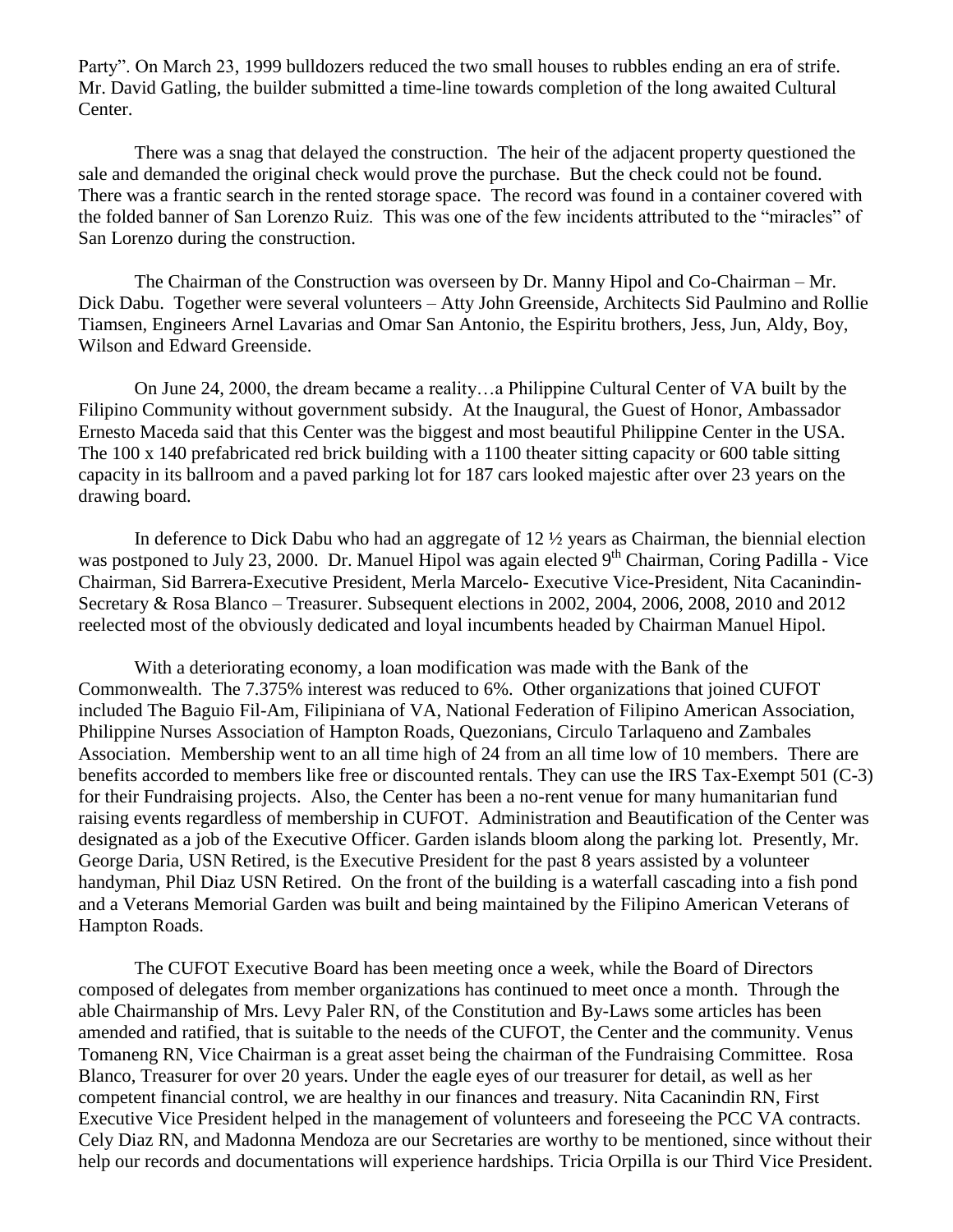Party". On March 23, 1999 bulldozers reduced the two small houses to rubbles ending an era of strife. Mr. David Gatling, the builder submitted a time-line towards completion of the long awaited Cultural Center.

There was a snag that delayed the construction. The heir of the adjacent property questioned the sale and demanded the original check would prove the purchase. But the check could not be found. There was a frantic search in the rented storage space. The record was found in a container covered with the folded banner of San Lorenzo Ruiz. This was one of the few incidents attributed to the "miracles" of San Lorenzo during the construction.

The Chairman of the Construction was overseen by Dr. Manny Hipol and Co-Chairman – Mr. Dick Dabu. Together were several volunteers – Atty John Greenside, Architects Sid Paulmino and Rollie Tiamsen, Engineers Arnel Lavarias and Omar San Antonio, the Espiritu brothers, Jess, Jun, Aldy, Boy, Wilson and Edward Greenside.

On June 24, 2000, the dream became a reality…a Philippine Cultural Center of VA built by the Filipino Community without government subsidy. At the Inaugural, the Guest of Honor, Ambassador Ernesto Maceda said that this Center was the biggest and most beautiful Philippine Center in the USA. The 100 x 140 prefabricated red brick building with a 1100 theater sitting capacity or 600 table sitting capacity in its ballroom and a paved parking lot for 187 cars looked majestic after over 23 years on the drawing board.

In deference to Dick Dabu who had an aggregate of 12 ½ years as Chairman, the biennial election was postponed to July 23, 2000. Dr. Manuel Hipol was again elected 9th Chairman, Coring Padilla - Vice Chairman, Sid Barrera-Executive President, Merla Marcelo- Executive Vice-President, Nita Cacanindin-Secretary & Rosa Blanco – Treasurer. Subsequent elections in 2002, 2004, 2006, 2008, 2010 and 2012 reelected most of the obviously dedicated and loyal incumbents headed by Chairman Manuel Hipol.

With a deteriorating economy, a loan modification was made with the Bank of the Commonwealth. The 7.375% interest was reduced to 6%. Other organizations that joined CUFOT included The Baguio Fil-Am, Filipiniana of VA, National Federation of Filipino American Association, Philippine Nurses Association of Hampton Roads, Quezonians, Circulo Tarlaqueno and Zambales Association. Membership went to an all time high of 24 from an all time low of 10 members. There are benefits accorded to members like free or discounted rentals. They can use the IRS Tax-Exempt 501 (C-3) for their Fundraising projects. Also, the Center has been a no-rent venue for many humanitarian fund raising events regardless of membership in CUFOT. Administration and Beautification of the Center was designated as a job of the Executive Officer. Garden islands bloom along the parking lot. Presently, Mr. George Daria, USN Retired, is the Executive President for the past 8 years assisted by a volunteer handyman, Phil Diaz USN Retired. On the front of the building is a waterfall cascading into a fish pond and a Veterans Memorial Garden was built and being maintained by the Filipino American Veterans of Hampton Roads.

The CUFOT Executive Board has been meeting once a week, while the Board of Directors composed of delegates from member organizations has continued to meet once a month. Through the able Chairmanship of Mrs. Levy Paler RN, of the Constitution and By-Laws some articles has been amended and ratified, that is suitable to the needs of the CUFOT, the Center and the community. Venus Tomaneng RN, Vice Chairman is a great asset being the chairman of the Fundraising Committee. Rosa Blanco, Treasurer for over 20 years. Under the eagle eyes of our treasurer for detail, as well as her competent financial control, we are healthy in our finances and treasury. Nita Cacanindin RN, First Executive Vice President helped in the management of volunteers and foreseeing the PCC VA contracts. Cely Diaz RN, and Madonna Mendoza are our Secretaries are worthy to be mentioned, since without their help our records and documentations will experience hardships. Tricia Orpilla is our Third Vice President.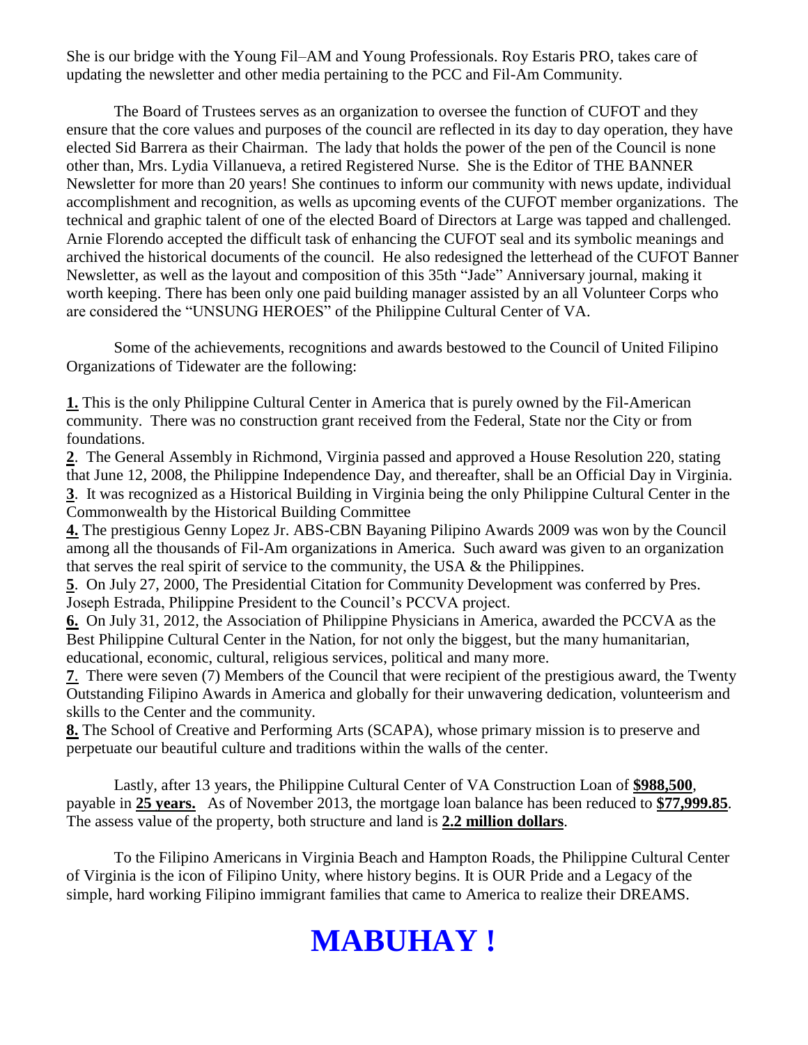She is our bridge with the Young Fil–AM and Young Professionals. Roy Estaris PRO, takes care of updating the newsletter and other media pertaining to the PCC and Fil-Am Community.

The Board of Trustees serves as an organization to oversee the function of CUFOT and they ensure that the core values and purposes of the council are reflected in its day to day operation, they have elected Sid Barrera as their Chairman. The lady that holds the power of the pen of the Council is none other than, Mrs. Lydia Villanueva, a retired Registered Nurse. She is the Editor of THE BANNER Newsletter for more than 20 years! She continues to inform our community with news update, individual accomplishment and recognition, as wells as upcoming events of the CUFOT member organizations. The technical and graphic talent of one of the elected Board of Directors at Large was tapped and challenged. Arnie Florendo accepted the difficult task of enhancing the CUFOT seal and its symbolic meanings and archived the historical documents of the council. He also redesigned the letterhead of the CUFOT Banner Newsletter, as well as the layout and composition of this 35th "Jade" Anniversary journal, making it worth keeping. There has been only one paid building manager assisted by an all Volunteer Corps who are considered the "UNSUNG HEROES" of the Philippine Cultural Center of VA.

Some of the achievements, recognitions and awards bestowed to the Council of United Filipino Organizations of Tidewater are the following:

**1.** This is the only Philippine Cultural Center in America that is purely owned by the Fil-American community. There was no construction grant received from the Federal, State nor the City or from foundations.
**2**. The General Assembly in Richmond, Virginia passed and approved a House Resolution 220, stating that June 12, 2008, the Philippine Independence Day, and thereafter, shall be an Official Day in Virginia.
**3**. It was recognized as a Historical Building in Virginia being the only Philippine Cultural Center in the Commonwealth by the Historical Building Committee
**4.** The prestigious Genny Lopez Jr. ABS-CBN Bayaning Pilipino Awards 2009 was won by the Council among all the thousands of Fil-Am organizations in America. Such award was given to an organization that serves the real spirit of service to the community, the USA & the Philippines.
**5**. On July 27, 2000, The Presidential Citation for Community Development was conferred by Pres. Joseph Estrada, Philippine President to the Council's PCCVA project.
**6.** On July 31, 2012, the Association of Philippine Physicians in America, awarded the PCCVA as the Best Philippine Cultural Center in the Nation, for not only the biggest, but the many humanitarian, educational, economic, cultural, religious services, political and many more.
**7**. There were seven (7) Members of the Council that were recipient of the prestigious award, the Twenty Outstanding Filipino Awards in America and globally for their unwavering dedication, volunteerism and skills to the Center and the community.
**8.** The School of Creative and Performing Arts (SCAPA), whose primary mission is to preserve and perpetuate our beautiful culture and traditions within the walls of the center.

Lastly, after 13 years, the Philippine Cultural Center of VA Construction Loan of **$988,500**, payable in **25 years.** As of November 2013, the mortgage loan balance has been reduced to **$77,999.85**. The assess value of the property, both structure and land is **2.2 million dollars**.

To the Filipino Americans in Virginia Beach and Hampton Roads, the Philippine Cultural Center of Virginia is the icon of Filipino Unity, where history begins. It is OUR Pride and a Legacy of the simple, hard working Filipino immigrant families that came to America to realize their DREAMS.

# MABUHAY !